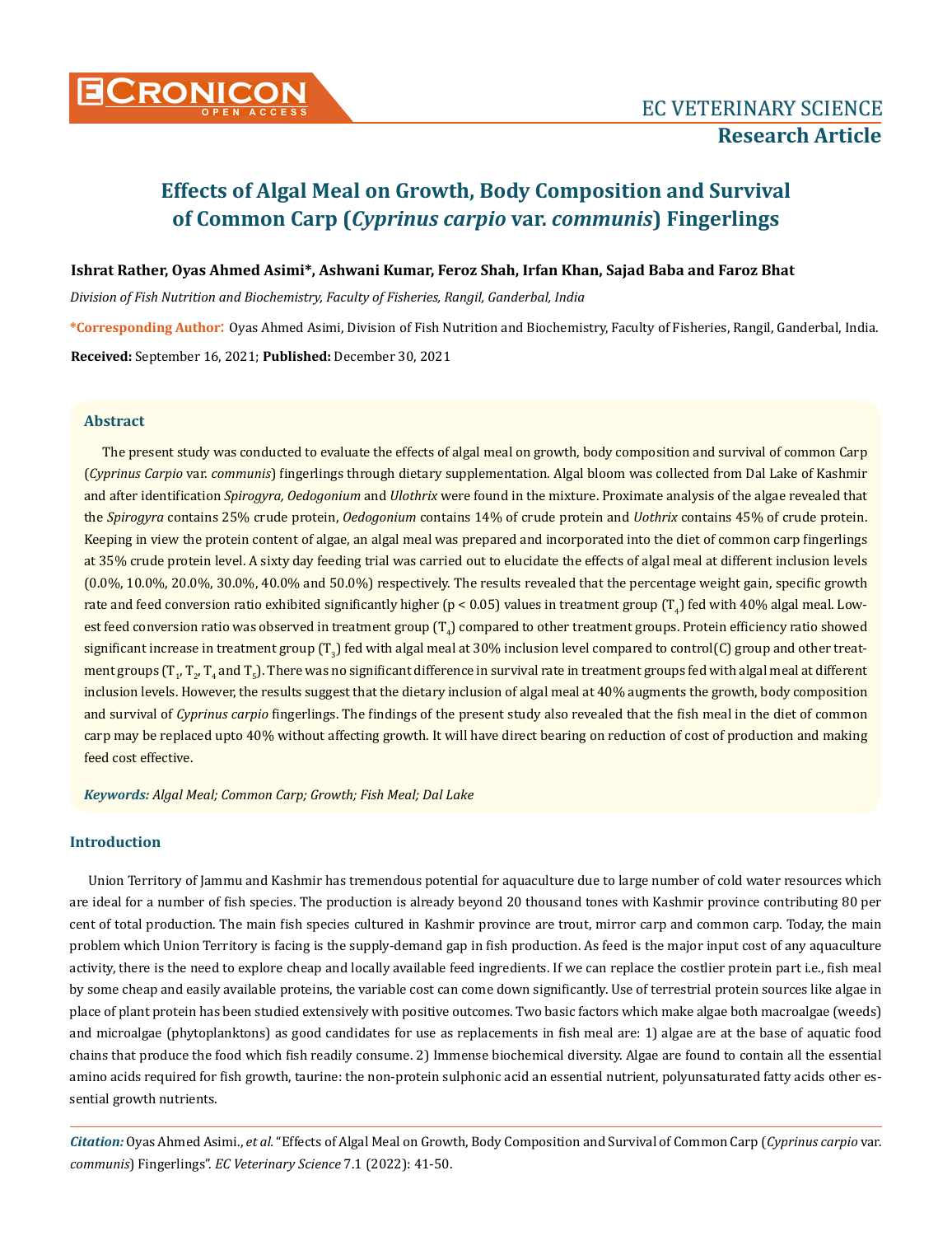# Effects of Algal Meal on Growth, Body Composition and Survival of Common Carp (*Cyprinus carpio* var. *communis*) Fingerlings

**Ishrat Rather, Oyas Ahmed Asimi\*, Ashwani Kumar, Feroz Shah, Irfan Khan, Sajad Baba and Faroz Bhat**

*Division of Fish Nutrition and Biochemistry, Faculty of Fisheries, Rangil, Ganderbal, India*

**\*Corresponding Author:** Oyas Ahmed Asimi, Division of Fish Nutrition and Biochemistry, Faculty of Fisheries, Rangil, Ganderbal, India.

**Received:** September 16, 2021; **Published:** December 30, 2021

## Abstract

The present study was conducted to evaluate the effects of algal meal on growth, body composition and survival of common Carp (*Cyprinus Carpio* var. *communis*) fingerlings through dietary supplementation. Algal bloom was collected from Dal Lake of Kashmir and after identification *Spirogyra, Oedogonium* and *Ulothrix* were found in the mixture. Proximate analysis of the algae revealed that the *Spirogyra* contains 25% crude protein, *Oedogonium* contains 14% of crude protein and *Uothrix* contains 45% of crude protein. Keeping in view the protein content of algae, an algal meal was prepared and incorporated into the diet of common carp fingerlings at 35% crude protein level. A sixty day feeding trial was carried out to elucidate the effects of algal meal at different inclusion levels (0.0%, 10.0%, 20.0%, 30.0%, 40.0% and 50.0%) respectively. The results revealed that the percentage weight gain, specific growth rate and feed conversion ratio exhibited significantly higher ($p < 0.05$) values in treatment group ($T_4$) fed with 40% algal meal. Lowest feed conversion ratio was observed in treatment group ($T_4$) compared to other treatment groups. Protein efficiency ratio showed significant increase in treatment group ($T_3$) fed with algal meal at 30% inclusion level compared to control(C) group and other treatment groups ($T_1$, $T_2$, $T_4$ and $T_5$). There was no significant difference in survival rate in treatment groups fed with algal meal at different inclusion levels. However, the results suggest that the dietary inclusion of algal meal at 40% augments the growth, body composition and survival of *Cyprinus carpio* fingerlings. The findings of the present study also revealed that the fish meal in the diet of common carp may be replaced upto 40% without affecting growth. It will have direct bearing on reduction of cost of production and making feed cost effective.

***Keywords:*** *Algal Meal; Common Carp; Growth; Fish Meal; Dal Lake*

## Introduction

Union Territory of Jammu and Kashmir has tremendous potential for aquaculture due to large number of cold water resources which are ideal for a number of fish species. The production is already beyond 20 thousand tones with Kashmir province contributing 80 per cent of total production. The main fish species cultured in Kashmir province are trout, mirror carp and common carp. Today, the main problem which Union Territory is facing is the supply-demand gap in fish production. As feed is the major input cost of any aquaculture activity, there is the need to explore cheap and locally available feed ingredients. If we can replace the costlier protein part i.e., fish meal by some cheap and easily available proteins, the variable cost can come down significantly. Use of terrestrial protein sources like algae in place of plant protein has been studied extensively with positive outcomes. Two basic factors which make algae both macroalgae (weeds) and microalgae (phytoplanktons) as good candidates for use as replacements in fish meal are: 1) algae are at the base of aquatic food chains that produce the food which fish readily consume. 2) Immense biochemical diversity. Algae are found to contain all the essential amino acids required for fish growth, taurine: the non-protein sulphonic acid an essential nutrient, polyunsaturated fatty acids other essential growth nutrients.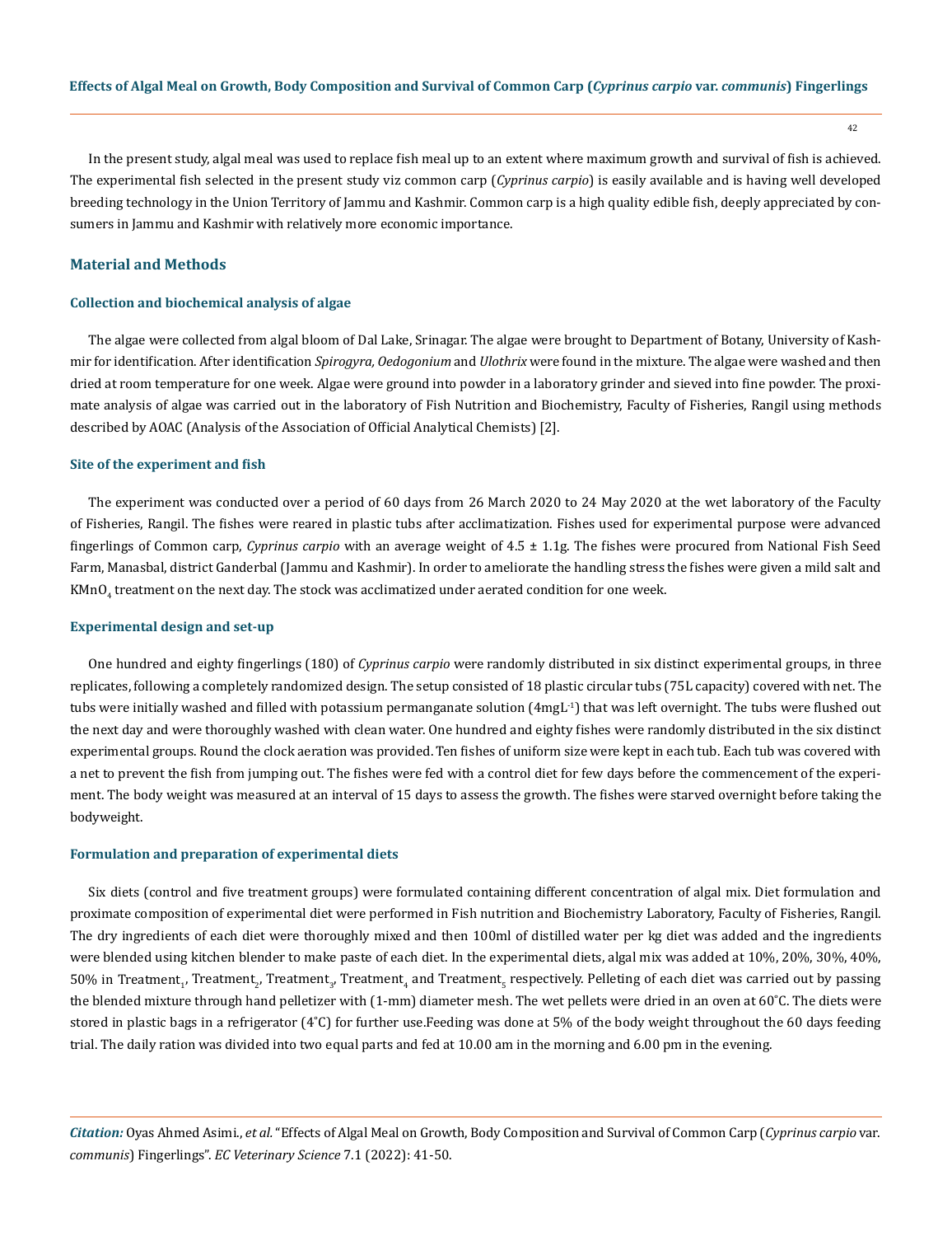In the present study, algal meal was used to replace fish meal up to an extent where maximum growth and survival of fish is achieved. The experimental fish selected in the present study viz common carp (*Cyprinus carpio*) is easily available and is having well developed breeding technology in the Union Territory of Jammu and Kashmir. Common carp is a high quality edible fish, deeply appreciated by consumers in Jammu and Kashmir with relatively more economic importance.

## Material and Methods

### Collection and biochemical analysis of algae

The algae were collected from algal bloom of Dal Lake, Srinagar. The algae were brought to Department of Botany, University of Kashmir for identification. After identification *Spirogyra, Oedogonium* and *Ulothrix* were found in the mixture. The algae were washed and then dried at room temperature for one week. Algae were ground into powder in a laboratory grinder and sieved into fine powder. The proximate analysis of algae was carried out in the laboratory of Fish Nutrition and Biochemistry, Faculty of Fisheries, Rangil using methods described by AOAC (Analysis of the Association of Official Analytical Chemists) [2].

### Site of the experiment and fish

The experiment was conducted over a period of 60 days from 26 March 2020 to 24 May 2020 at the wet laboratory of the Faculty of Fisheries, Rangil. The fishes were reared in plastic tubs after acclimatization. Fishes used for experimental purpose were advanced fingerlings of Common carp, *Cyprinus carpio* with an average weight of 4.5 ± 1.1g. The fishes were procured from National Fish Seed Farm, Manasbal, district Ganderbal (Jammu and Kashmir). In order to ameliorate the handling stress the fishes were given a mild salt and $KMnO_4$ treatment on the next day. The stock was acclimatized under aerated condition for one week.

### Experimental design and set-up

One hundred and eighty fingerlings (180) of *Cyprinus carpio* were randomly distributed in six distinct experimental groups, in three replicates, following a completely randomized design. The setup consisted of 18 plastic circular tubs (75L capacity) covered with net. The tubs were initially washed and filled with potassium permanganate solution ($4mgL^{-1}$) that was left overnight. The tubs were flushed out the next day and were thoroughly washed with clean water. One hundred and eighty fishes were randomly distributed in the six distinct experimental groups. Round the clock aeration was provided. Ten fishes of uniform size were kept in each tub. Each tub was covered with a net to prevent the fish from jumping out. The fishes were fed with a control diet for few days before the commencement of the experiment. The body weight was measured at an interval of 15 days to assess the growth. The fishes were starved overnight before taking the bodyweight.

### Formulation and preparation of experimental diets

Six diets (control and five treatment groups) were formulated containing different concentration of algal mix. Diet formulation and proximate composition of experimental diet were performed in Fish nutrition and Biochemistry Laboratory, Faculty of Fisheries, Rangil. The dry ingredients of each diet were thoroughly mixed and then 100ml of distilled water per kg diet was added and the ingredients were blended using kitchen blender to make paste of each diet. In the experimental diets, algal mix was added at 10%, 20%, 30%, 40%, 50% in $Treatment_1$, $Treatment_2$, $Treatment_3$, $Treatment_4$ and $Treatment_5$ respectively. Pelleting of each diet was carried out by passing the blended mixture through hand pelletizer with (1-mm) diameter mesh. The wet pellets were dried in an oven at 60˚C. The diets were stored in plastic bags in a refrigerator (4˚C) for further use.Feeding was done at 5% of the body weight throughout the 60 days feeding trial. The daily ration was divided into two equal parts and fed at 10.00 am in the morning and 6.00 pm in the evening.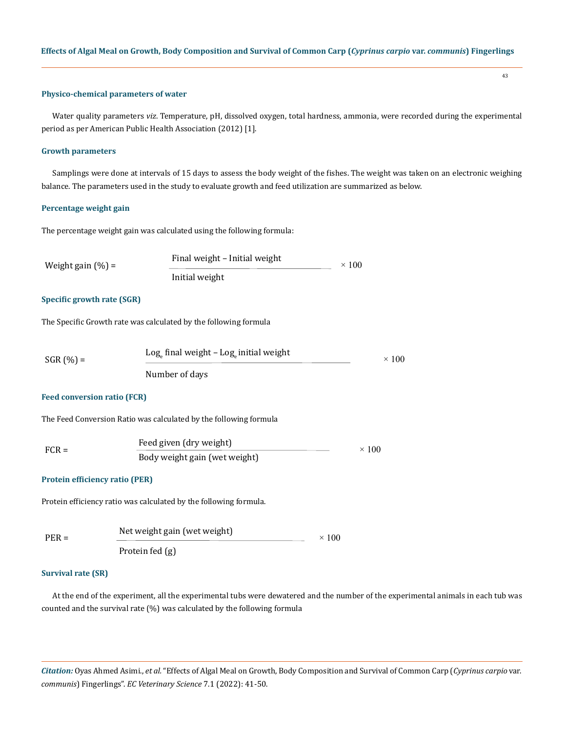### Physico-chemical parameters of water

Water quality parameters *viz.* Temperature, pH, dissolved oxygen, total hardness, ammonia, were recorded during the experimental period as per American Public Health Association (2012) [1].

### Growth parameters

Samplings were done at intervals of 15 days to assess the body weight of the fishes. The weight was taken on an electronic weighing balance. The parameters used in the study to evaluate growth and feed utilization are summarized as below.

### Percentage weight gain

The percentage weight gain was calculated using the following formula:

$$\text{Weight gain (\%)} = \frac{\text{Final weight} - \text{Initial weight}}{\text{Initial weight}} \times 100$$

### Specific growth rate (SGR)

The Specific Growth rate was calculated by the following formula

$$\text{SGR (\%)} = \frac{\text{Log}_e \text{ final weight} - \text{Log}_e \text{ initial weight}}{\text{Number of days}} \times 100$$

### Feed conversion ratio (FCR)

The Feed Conversion Ratio was calculated by the following formula

$$\text{FCR} = \frac{\text{Feed given (dry weight)}}{\text{Body weight gain (wet weight)}} \times 100$$

### Protein efficiency ratio (PER)

Protein efficiency ratio was calculated by the following formula.

$$\text{PER} = \frac{\text{Net weight gain (wet weight)}}{\text{Protein fed (g)}} \times 100$$

### Survival rate (SR)

At the end of the experiment, all the experimental tubs were dewatered and the number of the experimental animals in each tub was counted and the survival rate (%) was calculated by the following formula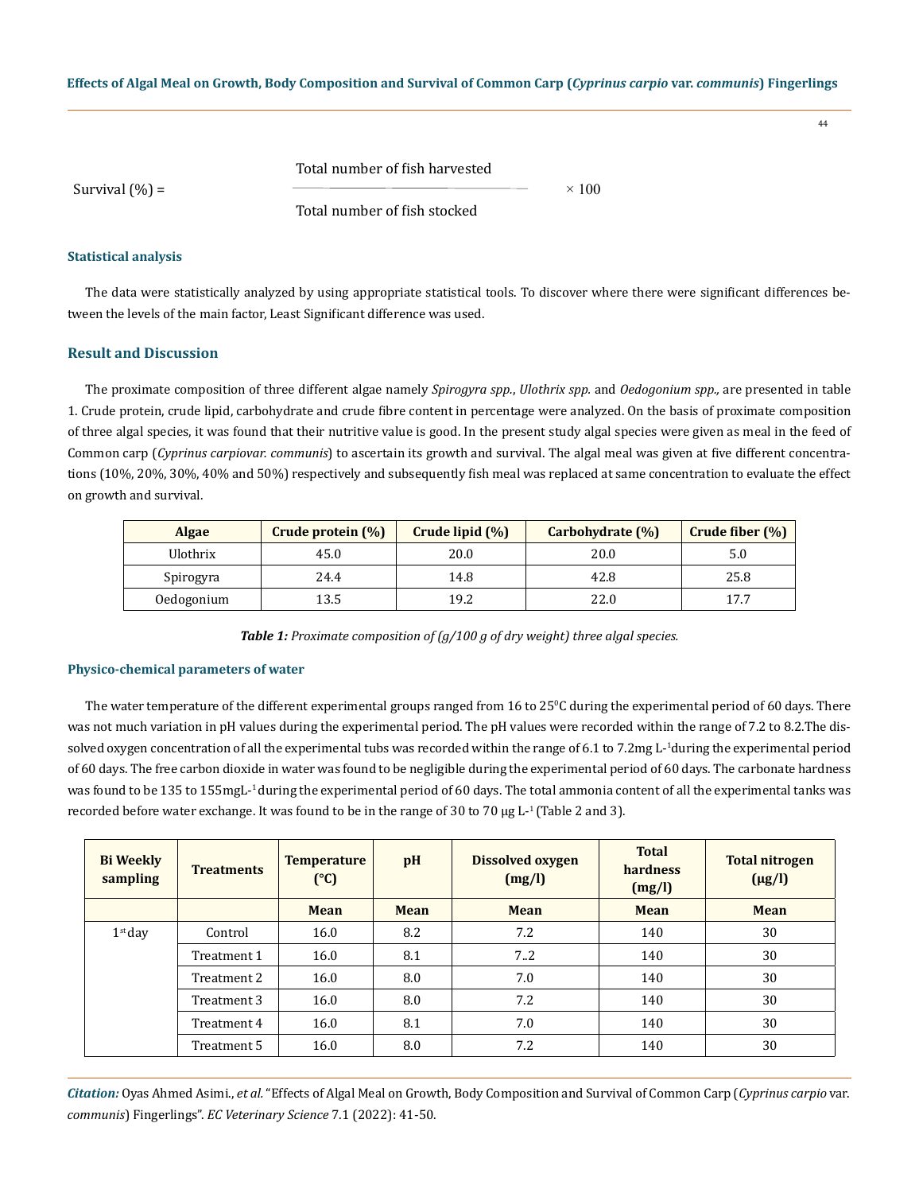$$\text{Survival (\%)} = \frac{\text{Total number of fish harvested}}{\text{Total number of fish stocked}} \times 100$$

### Statistical analysis

The data were statistically analyzed by using appropriate statistical tools. To discover where there were significant differences between the levels of the main factor, Least Significant difference was used.

## Result and Discussion

The proximate composition of three different algae namely *Spirogyra spp.*, *Ulothrix spp.* and *Oedogonium spp.,* are presented in table 1. Crude protein, crude lipid, carbohydrate and crude fibre content in percentage were analyzed. On the basis of proximate composition of three algal species, it was found that their nutritive value is good. In the present study algal species were given as meal in the feed of Common carp (*Cyprinus carpiovar. communis*) to ascertain its growth and survival. The algal meal was given at five different concentrations (10%, 20%, 30%, 40% and 50%) respectively and subsequently fish meal was replaced at same concentration to evaluate the effect on growth and survival.

| Algae | Crude protein (%) | Crude lipid (%) | Carbohydrate (%) | Crude fiber (%) |
|---|---|---|---|---|
| Ulothrix | 45.0 | 20.0 | 20.0 | 5.0 |
| Spirogyra | 24.4 | 14.8 | 42.8 | 25.8 |
| Oedogonium | 13.5 | 19.2 | 22.0 | 17.7 |

***Table 1:*** *Proximate composition of (g/100 g of dry weight) three algal species.*

### Physico-chemical parameters of water

The water temperature of the different experimental groups ranged from 16 to 25$^0$C during the experimental period of 60 days. There was not much variation in pH values during the experimental period. The pH values were recorded within the range of 7.2 to 8.2.The dissolved oxygen concentration of all the experimental tubs was recorded within the range of 6.1 to 7.2mg L$^{-1}$during the experimental period of 60 days. The free carbon dioxide in water was found to be negligible during the experimental period of 60 days. The carbonate hardness was found to be 135 to 155mgL$^{-1}$ during the experimental period of 60 days. The total ammonia content of all the experimental tanks was recorded before water exchange. It was found to be in the range of 30 to 70 µg L$^{-1}$ (Table 2 and 3).

| Bi Weekly sampling | Treatments | Temperature (°C) | pH | Dissolved oxygen (mg/l) | Total hardness (mg/l) | Total nitrogen (µg/l) |
|---|---|---|---|---|---|---|
| | | Mean | Mean | Mean | Mean | Mean |
| 1$^{st}$ day | Control | 16.0 | 8.2 | 7.2 | 140 | 30 |
| | Treatment 1 | 16.0 | 8.1 | 7..2 | 140 | 30 |
| | Treatment 2 | 16.0 | 8.0 | 7.0 | 140 | 30 |
| | Treatment 3 | 16.0 | 8.0 | 7.2 | 140 | 30 |
| | Treatment 4 | 16.0 | 8.1 | 7.0 | 140 | 30 |
| | Treatment 5 | 16.0 | 8.0 | 7.2 | 140 | 30 |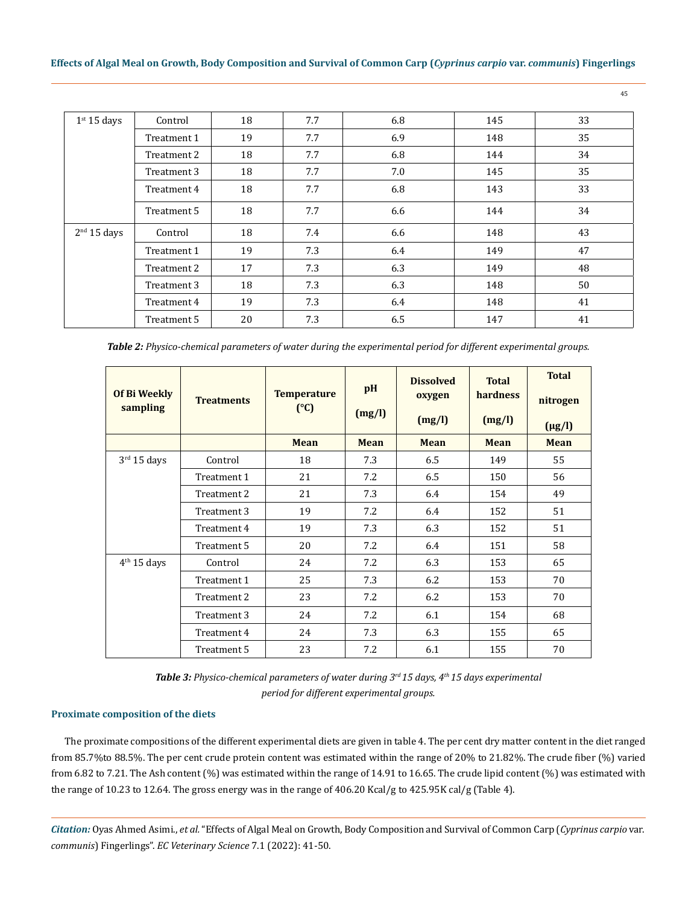| | | | | | | |
|---|---|---|---|---|---|---|
| 1st 15 days | Control | 18 | 7.7 | 6.8 | 145 | 33 |
| | Treatment 1 | 19 | 7.7 | 6.9 | 148 | 35 |
| | Treatment 2 | 18 | 7.7 | 6.8 | 144 | 34 |
| | Treatment 3 | 18 | 7.7 | 7.0 | 145 | 35 |
| | Treatment 4 | 18 | 7.7 | 6.8 | 143 | 33 |
| | Treatment 5 | 18 | 7.7 | 6.6 | 144 | 34 |
| 2nd 15 days | Control | 18 | 7.4 | 6.6 | 148 | 43 |
| | Treatment 1 | 19 | 7.3 | 6.4 | 149 | 47 |
| | Treatment 2 | 17 | 7.3 | 6.3 | 149 | 48 |
| | Treatment 3 | 18 | 7.3 | 6.3 | 148 | 50 |
| | Treatment 4 | 19 | 7.3 | 6.4 | 148 | 41 |
| | Treatment 5 | 20 | 7.3 | 6.5 | 147 | 41 |

***Table 2:*** *Physico-chemical parameters of water during the experimental period for different experimental groups.*

| Of Bi Weekly sampling | Treatments | Temperature (°C) | pH (mg/l) | Dissolved oxygen (mg/l) | Total hardness (mg/l) | Total nitrogen (μg/l) |
|---|---|---|---|---|---|---|
| | | **Mean** | **Mean** | **Mean** | **Mean** | **Mean** |
| 3rd 15 days | Control | 18 | 7.3 | 6.5 | 149 | 55 |
| | Treatment 1 | 21 | 7.2 | 6.5 | 150 | 56 |
| | Treatment 2 | 21 | 7.3 | 6.4 | 154 | 49 |
| | Treatment 3 | 19 | 7.2 | 6.4 | 152 | 51 |
| | Treatment 4 | 19 | 7.3 | 6.3 | 152 | 51 |
| | Treatment 5 | 20 | 7.2 | 6.4 | 151 | 58 |
| 4th 15 days | Control | 24 | 7.2 | 6.3 | 153 | 65 |
| | Treatment 1 | 25 | 7.3 | 6.2 | 153 | 70 |
| | Treatment 2 | 23 | 7.2 | 6.2 | 153 | 70 |
| | Treatment 3 | 24 | 7.2 | 6.1 | 154 | 68 |
| | Treatment 4 | 24 | 7.3 | 6.3 | 155 | 65 |
| | Treatment 5 | 23 | 7.2 | 6.1 | 155 | 70 |

***Table 3:*** *Physico-chemical parameters of water during 3rd 15 days, 4th 15 days experimental period for different experimental groups.*

### Proximate composition of the diets

The proximate compositions of the different experimental diets are given in table 4. The per cent dry matter content in the diet ranged from 85.7%to 88.5%. The per cent crude protein content was estimated within the range of 20% to 21.82%. The crude fiber (%) varied from 6.82 to 7.21. The Ash content (%) was estimated within the range of 14.91 to 16.65. The crude lipid content (%) was estimated with the range of 10.23 to 12.64. The gross energy was in the range of 406.20 Kcal/g to 425.95K cal/g (Table 4).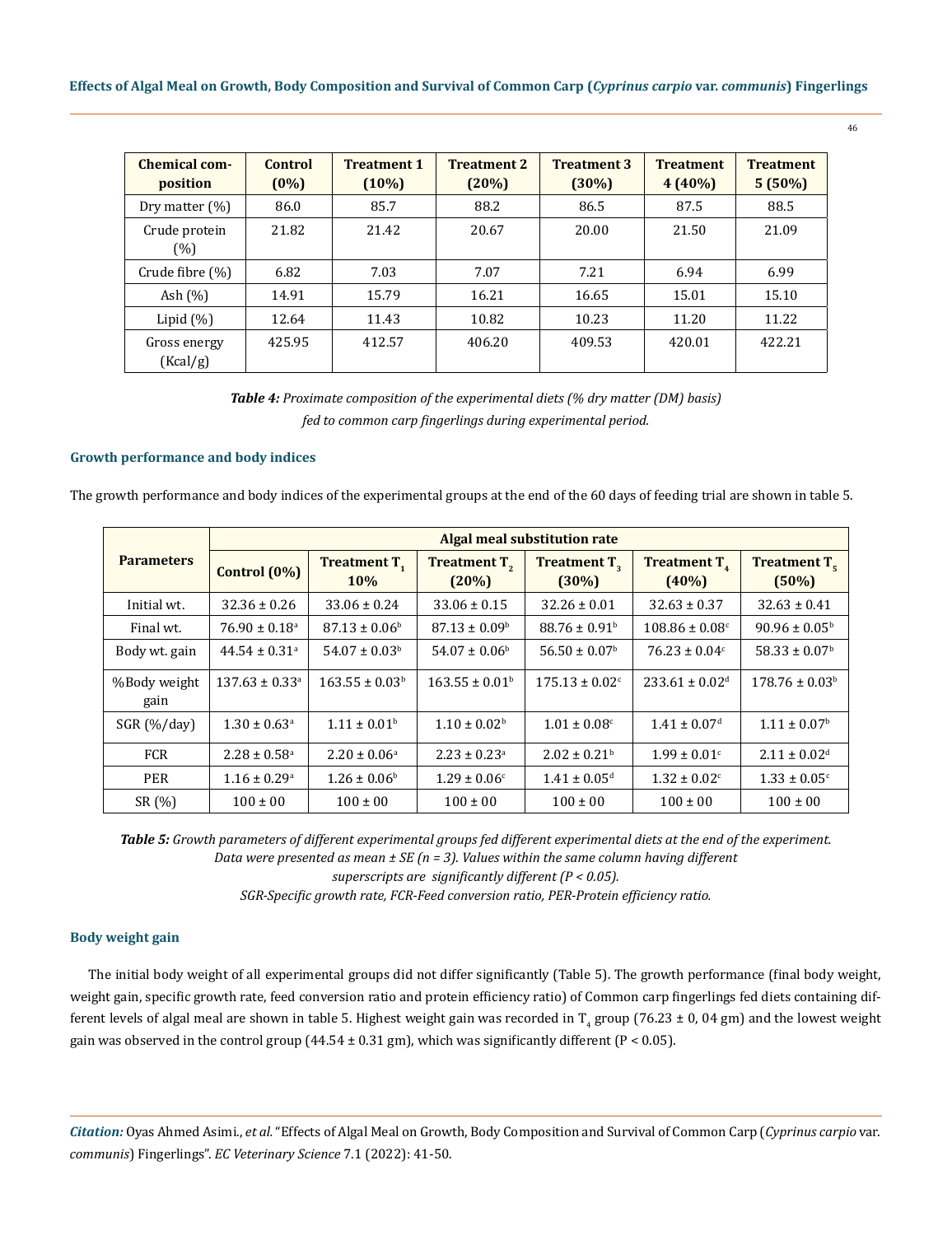| Chemical composition | Control (0%) | Treatment 1 (10%) | Treatment 2 (20%) | Treatment 3 (30%) | Treatment 4 (40%) | Treatment 5 (50%) |
|---|---|---|---|---|---|---|
| Dry matter (%) | 86.0 | 85.7 | 88.2 | 86.5 | 87.5 | 88.5 |
| Crude protein (%) | 21.82 | 21.42 | 20.67 | 20.00 | 21.50 | 21.09 |
| Crude fibre (%) | 6.82 | 7.03 | 7.07 | 7.21 | 6.94 | 6.99 |
| Ash (%) | 14.91 | 15.79 | 16.21 | 16.65 | 15.01 | 15.10 |
| Lipid (%) | 12.64 | 11.43 | 10.82 | 10.23 | 11.20 | 11.22 |
| Gross energy (Kcal/g) | 425.95 | 412.57 | 406.20 | 409.53 | 420.01 | 422.21 |

***Table 4:*** *Proximate composition of the experimental diets (% dry matter (DM) basis) fed to common carp fingerlings during experimental period.*

### Growth performance and body indices

The growth performance and body indices of the experimental groups at the end of the 60 days of feeding trial are shown in table 5.

| Parameters | Algal meal substitution rate | | | | | |
|---|---|---|---|---|---|---|
| | Control (0%) | Treatment $T_1$ 10% | Treatment $T_2$ (20%) | Treatment $T_3$ (30%) | Treatment $T_4$ (40%) | Treatment $T_5$ (50%) |
| Initial wt. | 32.36 ± 0.26 | 33.06 ± 0.24 | 33.06 ± 0.15 | 32.26 ± 0.01 | 32.63 ± 0.37 | 32.63 ± 0.41 |
| Final wt. | 76.90 ± 0.18$^a$ | 87.13 ± 0.06$^b$ | 87.13 ± 0.09$^b$ | 88.76 ± 0.91$^b$ | 108.86 ± 0.08$^c$ | 90.96 ± 0.05$^b$ |
| Body wt. gain | 44.54 ± 0.31$^a$ | 54.07 ± 0.03$^b$ | 54.07 ± 0.06$^b$ | 56.50 ± 0.07$^b$ | 76.23 ± 0.04$^c$ | 58.33 ± 0.07$^b$ |
| %Body weight gain | 137.63 ± 0.33$^a$ | 163.55 ± 0.03$^b$ | 163.55 ± 0.01$^b$ | 175.13 ± 0.02$^c$ | 233.61 ± 0.02$^d$ | 178.76 ± 0.03$^b$ |
| SGR (%/day) | 1.30 ± 0.63$^a$ | 1.11 ± 0.01$^b$ | 1.10 ± 0.02$^b$ | 1.01 ± 0.08$^c$ | 1.41 ± 0.07$^d$ | 1.11 ± 0.07$^b$ |
| FCR | 2.28 ± 0.58$^a$ | 2.20 ± 0.06$^a$ | 2.23 ± 0.23$^a$ | 2.02 ± 0.21$^b$ | 1.99 ± 0.01$^c$ | 2.11 ± 0.02$^d$ |
| PER | 1.16 ± 0.29$^a$ | 1.26 ± 0.06$^b$ | 1.29 ± 0.06$^c$ | 1.41 ± 0.05$^d$ | 1.32 ± 0.02$^c$ | 1.33 ± 0.05$^c$ |
| SR (%) | 100 ± 00 | 100 ± 00 | 100 ± 00 | 100 ± 00 | 100 ± 00 | 100 ± 00 |

***Table 5:*** *Growth parameters of different experimental groups fed different experimental diets at the end of the experiment. Data were presented as mean ± SE (n = 3). Values within the same column having different superscripts are significantly different (P < 0.05).*
*SGR-Specific growth rate, FCR-Feed conversion ratio, PER-Protein efficiency ratio.*

### Body weight gain

The initial body weight of all experimental groups did not differ significantly (Table 5). The growth performance (final body weight, weight gain, specific growth rate, feed conversion ratio and protein efficiency ratio) of Common carp fingerlings fed diets containing different levels of algal meal are shown in table 5. Highest weight gain was recorded in $T_4$ group (76.23 ± 0, 04 gm) and the lowest weight gain was observed in the control group (44.54 ± 0.31 gm), which was significantly different (P < 0.05).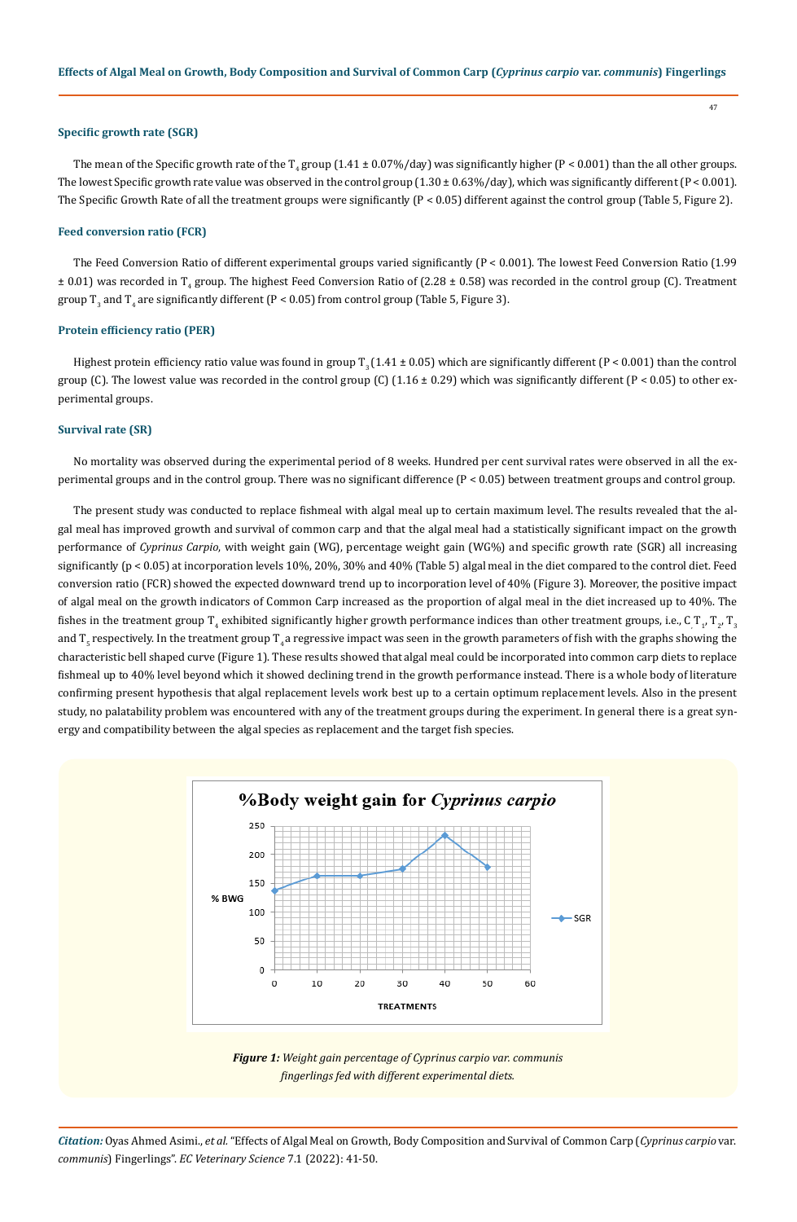### Specific growth rate (SGR)

The mean of the Specific growth rate of the $T_4$ group (1.41 ± 0.07%/day) was significantly higher ($P < 0.001$) than the all other groups. The lowest Specific growth rate value was observed in the control group (1.30 ± 0.63%/day), which was significantly different ($P < 0.001$). The Specific Growth Rate of all the treatment groups were significantly ($P < 0.05$) different against the control group (Table 5, Figure 2).

### Feed conversion ratio (FCR)

The Feed Conversion Ratio of different experimental groups varied significantly ($P < 0.001$). The lowest Feed Conversion Ratio (1.99 ± 0.01) was recorded in $T_4$ group. The highest Feed Conversion Ratio of (2.28 ± 0.58) was recorded in the control group (C). Treatment group $T_3$ and $T_4$ are significantly different ($P < 0.05$) from control group (Table 5, Figure 3).

### Protein efficiency ratio (PER)

Highest protein efficiency ratio value was found in group $T_3$ (1.41 ± 0.05) which are significantly different ($P < 0.001$) than the control group (C). The lowest value was recorded in the control group (C) (1.16 ± 0.29) which was significantly different ($P < 0.05$) to other experimental groups.

### Survival rate (SR)

No mortality was observed during the experimental period of 8 weeks. Hundred per cent survival rates were observed in all the experimental groups and in the control group. There was no significant difference ($P < 0.05$) between treatment groups and control group.

The present study was conducted to replace fishmeal with algal meal up to certain maximum level. The results revealed that the algal meal has improved growth and survival of common carp and that the algal meal had a statistically significant impact on the growth performance of *Cyprinus Carpio*, with weight gain (WG), percentage weight gain (WG%) and specific growth rate (SGR) all increasing significantly ($p < 0.05$) at incorporation levels 10%, 20%, 30% and 40% (Table 5) algal meal in the diet compared to the control diet. Feed conversion ratio (FCR) showed the expected downward trend up to incorporation level of 40% (Figure 3). Moreover, the positive impact of algal meal on the growth indicators of Common Carp increased as the proportion of algal meal in the diet increased up to 40%. The fishes in the treatment group $T_4$ exhibited significantly higher growth performance indices than other treatment groups, i.e., C, $T_1$, $T_2$, $T_3$ and $T_5$ respectively. In the treatment group $T_4$ a regressive impact was seen in the growth parameters of fish with the graphs showing the characteristic bell shaped curve (Figure 1). These results showed that algal meal could be incorporated into common carp diets to replace fishmeal up to 40% level beyond which it showed declining trend in the growth performance instead. There is a whole body of literature confirming present hypothesis that algal replacement levels work best up to a certain optimum replacement levels. Also in the present study, no palatability problem was encountered with any of the treatment groups during the experiment. In general there is a great synergy and compatibility between the algal species as replacement and the target fish species.

***Figure 1:*** *Weight gain percentage of Cyprinus carpio var. communis fingerlings fed with different experimental diets.*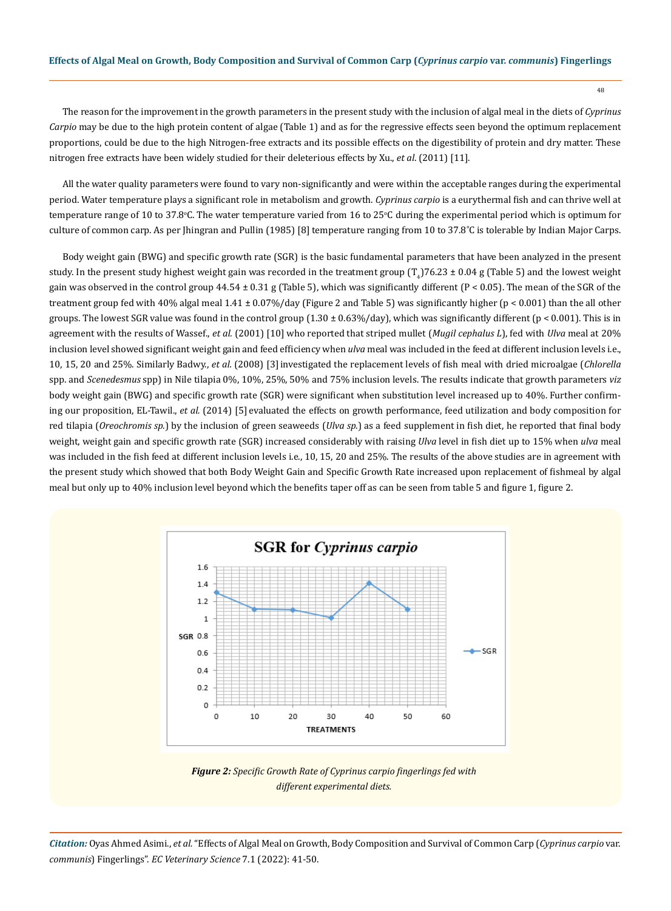The reason for the improvement in the growth parameters in the present study with the inclusion of algal meal in the diets of *Cyprinus Carpio* may be due to the high protein content of algae (Table 1) and as for the regressive effects seen beyond the optimum replacement proportions, could be due to the high Nitrogen-free extracts and its possible effects on the digestibility of protein and dry matter. These nitrogen free extracts have been widely studied for their deleterious effects by Xu., *et al*. (2011) [11].

All the water quality parameters were found to vary non-significantly and were within the acceptable ranges during the experimental period. Water temperature plays a significant role in metabolism and growth. *Cyprinus carpio* is a eurythermal fish and can thrive well at temperature range of 10 to 37.8°C. The water temperature varied from 16 to 25°C during the experimental period which is optimum for culture of common carp. As per Jhingran and Pullin (1985) [8] temperature ranging from 10 to 37.8°C is tolerable by Indian Major Carps.

Body weight gain (BWG) and specific growth rate (SGR) is the basic fundamental parameters that have been analyzed in the present study. In the present study highest weight gain was recorded in the treatment group ($T_4$)76.23 ± 0.04 g (Table 5) and the lowest weight gain was observed in the control group 44.54 ± 0.31 g (Table 5), which was significantly different ($P < 0.05$). The mean of the SGR of the treatment group fed with 40% algal meal 1.41 ± 0.07%/day (Figure 2 and Table 5) was significantly higher ($p < 0.001$) than the all other groups. The lowest SGR value was found in the control group (1.30 ± 0.63%/day), which was significantly different ($p < 0.001$). This is in agreement with the results of Wassef., *et al.* (2001) [10] who reported that striped mullet (*Mugil cephalus L*), fed with *Ulva* meal at 20% inclusion level showed significant weight gain and feed efficiency when *ulva* meal was included in the feed at different inclusion levels i.e., 10, 15, 20 and 25%. Similarly Badwy., *et al.* (2008) [3] investigated the replacement levels of fish meal with dried microalgae (*Chlorella* spp. and *Scenedesmus* spp) in Nile tilapia 0%, 10%, 25%, 50% and 75% inclusion levels. The results indicate that growth parameters *viz* body weight gain (BWG) and specific growth rate (SGR) were significant when substitution level increased up to 40%. Further confirming our proposition, EL-Tawil., *et al.* (2014) [5] evaluated the effects on growth performance, feed utilization and body composition for red tilapia (*Oreochromis sp.*) by the inclusion of green seaweeds (*Ulva sp.*) as a feed supplement in fish diet, he reported that final body weight, weight gain and specific growth rate (SGR) increased considerably with raising *Ulva* level in fish diet up to 15% when *ulva* meal was included in the fish feed at different inclusion levels i.e., 10, 15, 20 and 25%. The results of the above studies are in agreement with the present study which showed that both Body Weight Gain and Specific Growth Rate increased upon replacement of fishmeal by algal meal but only up to 40% inclusion level beyond which the benefits taper off as can be seen from table 5 and figure 1, figure 2.

***Figure 2:*** *Specific Growth Rate of Cyprinus carpio fingerlings fed with different experimental diets.*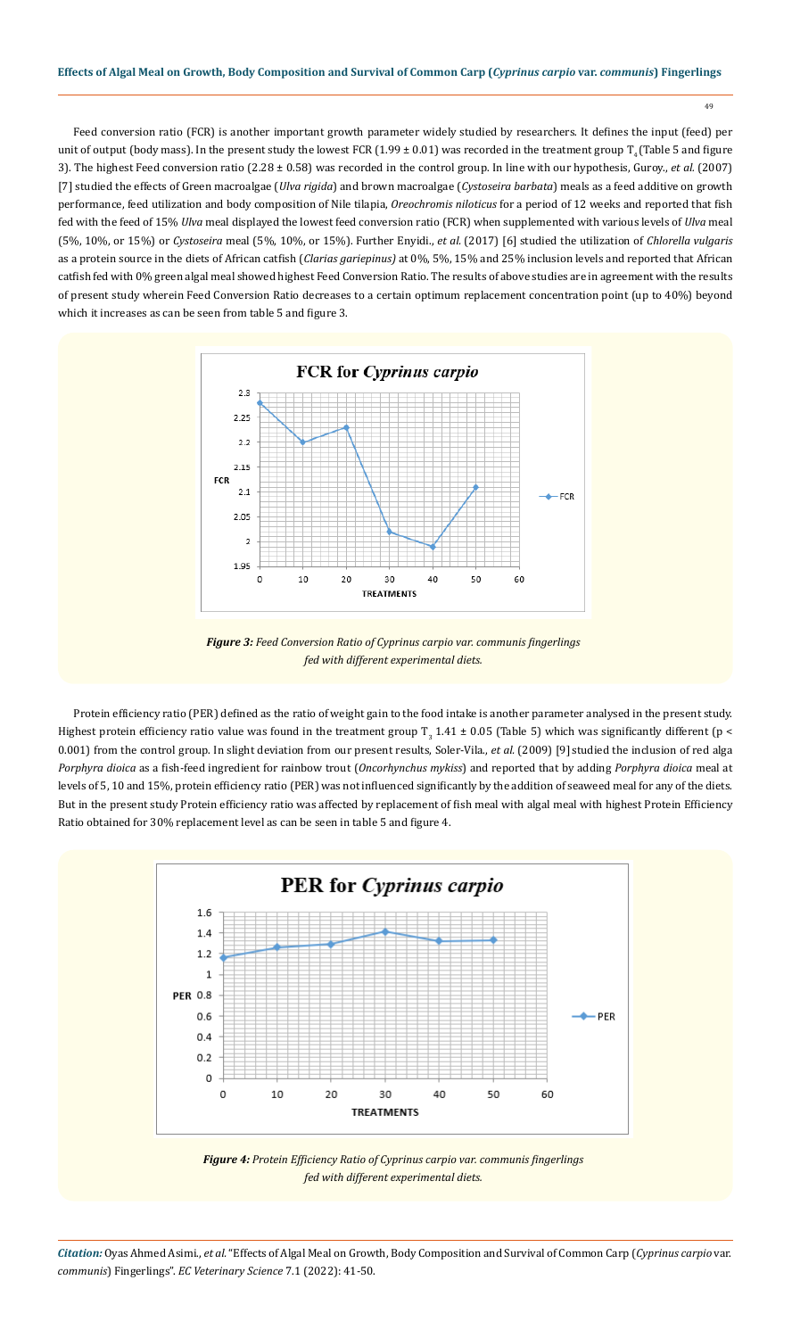Feed conversion ratio (FCR) is another important growth parameter widely studied by researchers. It defines the input (feed) per unit of output (body mass). In the present study the lowest FCR (1.99 ± 0.01) was recorded in the treatment group $T_4$ (Table 5 and figure 3). The highest Feed conversion ratio (2.28 ± 0.58) was recorded in the control group. In line with our hypothesis, Guroy., *et al.* (2007) [7] studied the effects of Green macroalgae (*Ulva rigida*) and brown macroalgae (*Cystoseira barbata*) meals as a feed additive on growth performance, feed utilization and body composition of Nile tilapia, *Oreochromis niloticus* for a period of 12 weeks and reported that fish fed with the feed of 15% *Ulva* meal displayed the lowest feed conversion ratio (FCR) when supplemented with various levels of *Ulva* meal (5%, 10%, or 15%) or *Cystoseira* meal (5%, 10%, or 15%). Further Enyidi., *et al.* (2017) [6] studied the utilization of *Chlorella vulgaris* as a protein source in the diets of African catfish (*Clarias gariepinus)* at 0%, 5%, 15% and 25% inclusion levels and reported that African catfish fed with 0% green algal meal showed highest Feed Conversion Ratio. The results of above studies are in agreement with the results of present study wherein Feed Conversion Ratio decreases to a certain optimum replacement concentration point (up to 40%) beyond which it increases as can be seen from table 5 and figure 3.

***Figure 3:*** *Feed Conversion Ratio of Cyprinus carpio var. communis fingerlings fed with different experimental diets.*

Protein efficiency ratio (PER) defined as the ratio of weight gain to the food intake is another parameter analysed in the present study. Highest protein efficiency ratio value was found in the treatment group $T_3$ 1.41 ± 0.05 (Table 5) which was significantly different ($p < 0.001$) from the control group. In slight deviation from our present results, Soler-Vila., *et al.* (2009) [9] studied the inclusion of red alga *Porphyra dioica* as a fish-feed ingredient for rainbow trout (*Oncorhynchus mykiss*) and reported that by adding *Porphyra dioica* meal at levels of 5, 10 and 15%, protein efficiency ratio (PER) was not influenced significantly by the addition of seaweed meal for any of the diets. But in the present study Protein efficiency ratio was affected by replacement of fish meal with algal meal with highest Protein Efficiency Ratio obtained for 30% replacement level as can be seen in table 5 and figure 4.

***Figure 4:*** *Protein Efficiency Ratio of Cyprinus carpio var. communis fingerlings fed with different experimental diets.*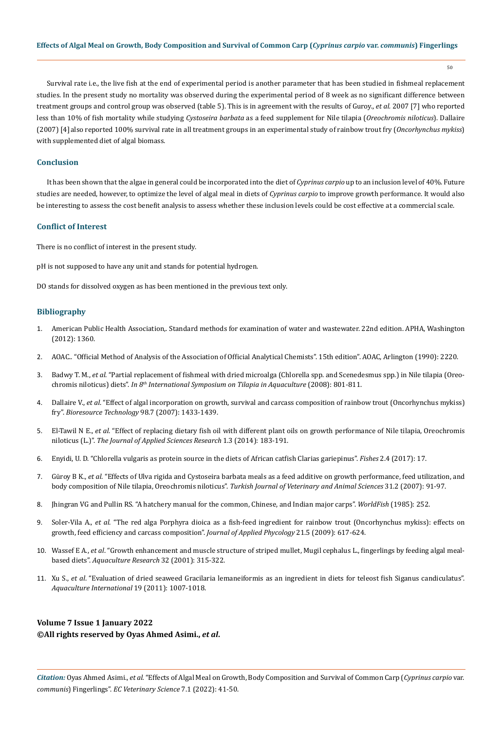Survival rate i.e., the live fish at the end of experimental period is another parameter that has been studied in fishmeal replacement studies. In the present study no mortality was observed during the experimental period of 8 week as no significant difference between treatment groups and control group was observed (table 5). This is in agreement with the results of Guroy., *et al.* 2007 [7] who reported less than 10% of fish mortality while studying *Cystoseira barbata* as a feed supplement for Nile tilapia (*Oreochromis niloticus*). Dallaire (2007) [4] also reported 100% survival rate in all treatment groups in an experimental study of rainbow trout fry (*Oncorhynchus mykiss*) with supplemented diet of algal biomass.

## Conclusion

It has been shown that the algae in general could be incorporated into the diet of *Cyprinus carpio* up to an inclusion level of 40%. Future studies are needed, however, to optimize the level of algal meal in diets of *Cyprinus carpio* to improve growth performance. It would also be interesting to assess the cost benefit analysis to assess whether these inclusion levels could be cost effective at a commercial scale.

## Conflict of Interest

There is no conflict of interest in the present study.

pH is not supposed to have any unit and stands for potential hydrogen.

DO stands for dissolved oxygen as has been mentioned in the previous text only.

## Bibliography

1. American Public Health Association,. Standard methods for examination of water and wastewater. 22nd edition. APHA, Washington (2012): 1360.
2. AOAC.. "Official Method of Analysis of the Association of Official Analytical Chemists". 15th edition". AOAC, Arlington (1990): 2220.
3. Badwy T. M., *et al.* "Partial replacement of fishmeal with dried microalga (Chlorella spp. and Scenedesmus spp.) in Nile tilapia (Oreochromis niloticus) diets". *In 8th International Symposium on Tilapia in Aquaculture* (2008): 801-811.
4. Dallaire V., *et al.* "Effect of algal incorporation on growth, survival and carcass composition of rainbow trout (Oncorhynchus mykiss) fry". *Bioresource Technology* 98.7 (2007): 1433-1439.
5. El-Tawil N E., *et al.* "Effect of replacing dietary fish oil with different plant oils on growth performance of Nile tilapia, Oreochromis niloticus (L.)". *The Journal of Applied Sciences Research* 1.3 (2014): 183-191.
6. Enyidi, U. D. "Chlorella vulgaris as protein source in the diets of African catfish Clarias gariepinus". *Fishes* 2.4 (2017): 17.
7. Güroy B K., *et al.* "Effects of Ulva rigida and Cystoseira barbata meals as a feed additive on growth performance, feed utilization, and body composition of Nile tilapia, Oreochromis niloticus". *Turkish Journal of Veterinary and Animal Sciences* 31.2 (2007): 91-97.
8. Jhingran VG and Pullin RS. "A hatchery manual for the common, Chinese, and Indian major carps". *WorldFish* (1985): 252.
9. Soler-Vila A., *et al.* "The red alga Porphyra dioica as a fish-feed ingredient for rainbow trout (Oncorhynchus mykiss): effects on growth, feed efficiency and carcass composition". *Journal of Applied Phycology* 21.5 (2009): 617-624.
10. Wassef E A., *et al.* "Growth enhancement and muscle structure of striped mullet, Mugil cephalus L., fingerlings by feeding algal meal-based diets". *Aquaculture Research* 32 (2001): 315-322.
11. Xu S., *et al.* "Evaluation of dried seaweed Gracilaria lemaneiformis as an ingredient in diets for teleost fish Siganus candiculatus". *Aquaculture International* 19 (2011): 1007-1018.

**Volume 7 Issue 1 January 2022**
**©All rights reserved by Oyas Ahmed Asimi., *et al*.**